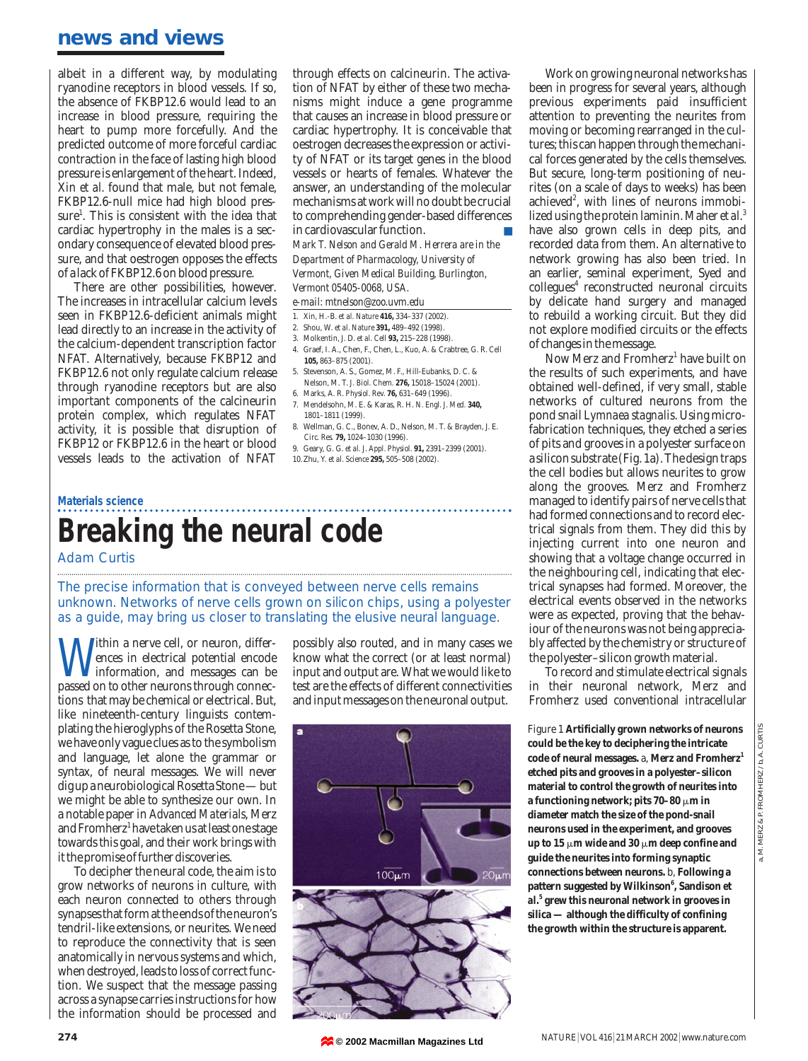albeit in a different way, by modulating ryanodine receptors in blood vessels. If so, the absence of FKBP12.6 would lead to an increase in blood pressure, requiring the heart to pump more forcefully. And the predicted outcome of more forceful cardiac contraction in the face of lasting high blood pressure is enlargement of the heart. Indeed, Xin *et al.* found that male, but not female, FKBP12.6-null mice had high blood pressure[1]. This is consistent with the idea that cardiac hypertrophy in the males is a secondary consequence of elevated blood pressure, and that oestrogen opposes the effects of a lack of FKBP12.6 on blood pressure.

There are other possibilities, however. The increases in intracellular calcium levels seen in FKBP12.6-deficient animals might lead directly to an increase in the activity of the calcium-dependent transcription factor NFAT. Alternatively, because FKBP12 and FKBP12.6 not only regulate calcium release through ryanodine receptors but are also important components of the calcineurin protein complex, which regulates NFAT activity, it is possible that disruption of FKBP12 or FKBP12.6 in the heart or blood vessels leads to the activation of NFAT through effects on calcineurin. The activation of NFAT by either of these two mechanisms might induce a gene programme that causes an increase in blood pressure or cardiac hypertrophy. It is conceivable that oestrogen decreases the expression or activity of NFAT or its target genes in the blood vessels or hearts of females. Whatever the answer, an understanding of the molecular mechanisms at work will no doubt be crucial to comprehending gender-based differences in cardiovascular function.

*Mark T. Nelson and Gerald M. Herrera are in the Department of Pharmacology, University of Vermont, Given Medical Building, Burlington, Vermont 05405-0068, USA.*
*e-mail: mtnelson@zoo.uvm.edu*

1. Xin, H.-B. *et al. Nature* **416,** 334–337 (2002).
2. Shou, W. *et al. Nature* **391,** 489–492 (1998).
3. Molkentin, J. D. *et al. Cell* **93,** 215–228 (1998).
4. Graef, I. A., Chen, F., Chen, L., Kuo, A. & Crabtree, G. R. *Cell* **105,** 863–875 (2001).
5. Stevenson, A. S., Gomez, M. F., Hill-Eubanks, D. C. & Nelson, M. T. *J. Biol. Chem.* **276,** 15018–15024 (2001).
6. Marks, A. R. *Physiol. Rev.* **76,** 631–649 (1996).
7. Mendelsohn, M. E. & Karas, R. H. *N. Engl. J. Med.* **340,** 1801–1811 (1999).
8. Wellman, G. C., Bonev, A. D., Nelson, M. T. & Brayden, J. E. *Circ. Res.* **79,** 1024–1030 (1996).
9. Geary, G. G. *et al. J. Appl. Physiol.* **91,** 2391–2399 (2001).
10. Zhu, Y. *et al. Science* **295,** 505–508 (2002).

**Materials science**

# Breaking the neural code

Adam Curtis

**The precise information that is conveyed between nerve cells remains unknown. Networks of nerve cells grown on silicon chips, using a polyester as a guide, may bring us closer to translating the elusive neural language.**

Within a nerve cell, or neuron, differences in electrical potential encode information, and messages can be passed on to other neurons through connections that may be chemical or electrical. But, like nineteenth-century linguists contemplating the hieroglyphs of the Rosetta Stone, we have only vague clues as to the symbolism and language, let alone the grammar or syntax, of neural messages. We will never dig up a neurobiological Rosetta Stone — but we might be able to synthesize our own. In a notable paper in *Advanced Materials*, Merz and Fromherz[1] have taken us at least one stage towards this goal, and their work brings with it the promise of further discoveries.

To decipher the neural code, the aim is to grow networks of neurons in culture, with each neuron connected to others through synapses that form at the ends of the neuron's tendril-like extensions, or neurites. We need to reproduce the connectivity that is seen anatomically in nervous systems and which, when destroyed, leads to loss of correct function. We suspect that the message passing across a synapse carries instructions for how the information should be processed and possibly also routed, and in many cases we know what the correct (or at least normal) input and output are. What we would like to test are the effects of different connectivities and input messages on the neuronal output.

a
100µm
20µm
b
200µm

Figure 1 **Artificially grown networks of neurons could be the key to deciphering the intricate code of neural messages.** a, **Merz and Fromherz[1] etched pits and grooves in a polyester–silicon material to control the growth of neurites into a functioning network; pits 70–80 µm in diameter match the size of the pond-snail neurons used in the experiment, and grooves up to 15 µm wide and 30 µm deep confine and guide the neurites into forming synaptic connections between neurons.** b, **Following a pattern suggested by Wilkinson[6], Sandison et al.[5] grew this neuronal network in grooves in silica — although the difficulty of confining the growth within the structure is apparent.**

a, M. MERZ & P. FROMHERZ / b, A. CURTIS

Work on growing neuronal networks has been in progress for several years, although previous experiments paid insufficient attention to preventing the neurites from moving or becoming rearranged in the cultures; this can happen through the mechanical forces generated by the cells themselves. But secure, long-term positioning of neurites (on a scale of days to weeks) has been achieved[2], with lines of neurons immobilized using the protein laminin. Maher *et al.*[3] have also grown cells in deep pits, and recorded data from them. An alternative to network growing has also been tried. In an earlier, seminal experiment, Syed and collegues[4] reconstructed neuronal circuits by delicate hand surgery and managed to rebuild a working circuit. But they did not explore modified circuits or the effects of changes in the message.

Now Merz and Fromherz[1] have built on the results of such experiments, and have obtained well-defined, if very small, stable networks of cultured neurons from the pond snail *Lymnaea stagnalis*. Using microfabrication techniques, they etched a series of pits and grooves in a polyester surface on a silicon substrate (Fig. 1a). The design traps the cell bodies but allows neurites to grow along the grooves. Merz and Fromherz managed to identify pairs of nerve cells that had formed connections and to record electrical signals from them. They did this by injecting current into one neuron and showing that a voltage change occurred in the neighbouring cell, indicating that electrical synapses had formed. Moreover, the electrical events observed in the networks were as expected, proving that the behaviour of the neurons was not being appreciably affected by the chemistry or structure of the polyester–silicon growth material.

To record and stimulate electrical signals in their neuronal network, Merz and Fromherz used conventional intracellular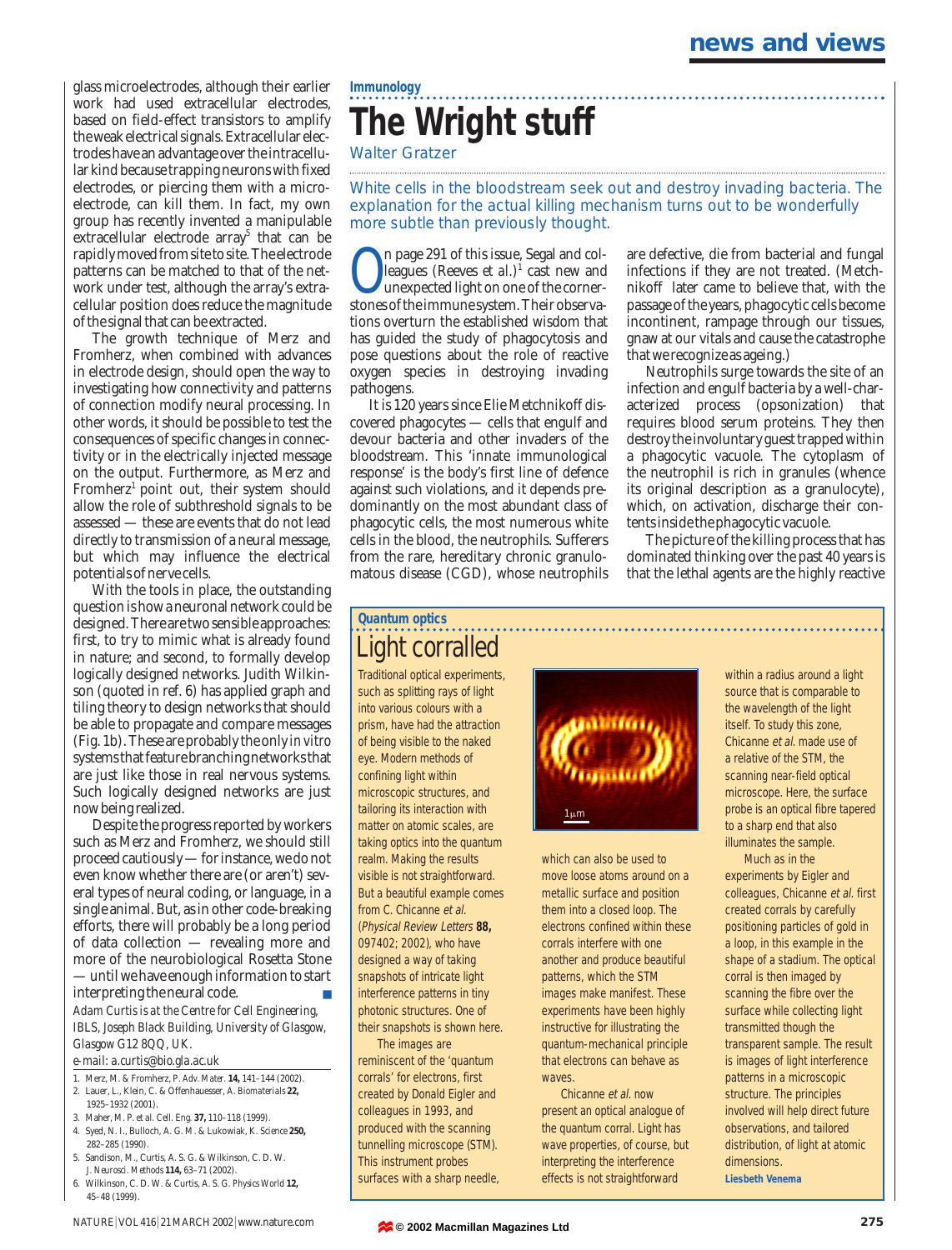glass microelectrodes, although their earlier work had used extracellular electrodes, based on field-effect transistors to amplify the weak electrical signals. Extracellular electrodes have an advantage over the intracellular kind because trapping neurons with fixed electrodes, or piercing them with a microelectrode, can kill them. In fact, my own group has recently invented a manipulable extracellular electrode array[5] that can be rapidly moved from site to site. The electrode patterns can be matched to that of the network under test, although the array's extracellular position does reduce the magnitude of the signal that can be extracted.

The growth technique of Merz and Fromherz, when combined with advances in electrode design, should open the way to investigating how connectivity and patterns of connection modify neural processing. In other words, it should be possible to test the consequences of specific changes in connectivity or in the electrically injected message on the output. Furthermore, as Merz and Fromherz[1] point out, their system should allow the role of subthreshold signals to be assessed — these are events that do not lead directly to transmission of a neural message, but which may influence the electrical potentials of nerve cells.

With the tools in place, the outstanding question is how a neuronal network could be designed. There are two sensible approaches: first, to try to mimic what is already found in nature; and second, to formally develop logically designed networks. Judith Wilkinson (quoted in ref. 6) has applied graph and tiling theory to design networks that should be able to propagate and compare messages (Fig. 1b). These are probably the only in vitro systems that feature branching networks that are just like those in real nervous systems. Such logically designed networks are just now being realized.

Despite the progress reported by workers such as Merz and Fromherz, we should still proceed cautiously — for instance, we do not even know whether there are (or aren't) several types of neural coding, or language, in a single animal. But, as in other code-breaking efforts, there will probably be a long period of data collection — revealing more and more of the neurobiological Rosetta Stone — until we have enough information to start interpreting the neural code.

*Adam Curtis is at the Centre for Cell Engineering, IBLS, Joseph Black Building, University of Glasgow, Glasgow G12 8QQ, UK.*
*e-mail: a.curtis@bio.gla.ac.uk*

1. Merz, M. & Fromherz, P. *Adv. Mater.* **14,** 141–144 (2002).
2. Lauer, L., Klein, C. & Offenhaeusser, A. *Biomaterials* **22,** 1925–1932 (2001).
3. Maher, M. P. *et al. Cell. Eng.* **37,** 110–118 (1999).
4. Syed, N. I., Bulloch, A. G. M. & Lukowiak, K. *Science* **250,** 282–285 (1990).
5. Sandison, M., Curtis, A. S. G. & Wilkinson, C. D. W. *J. Neurosci. Methods* **114,** 63–71 (2002).
6. Wilkinson, C. D. W. & Curtis, A. S. G. *Physics World* **12,** 45–48 (1999).

Immunology

# The Wright stuff

Walter Gratzer

**White cells in the bloodstream seek out and destroy invading bacteria. The explanation for the actual killing mechanism turns out to be wonderfully more subtle than previously thought.**

On page 291 of this issue, Segal and colleagues (Reeves *et al.*)[1] cast new and unexpected light on one of the cornerstones of the immune system. Their observations overturn the established wisdom that has guided the study of phagocytosis and pose questions about the role of reactive oxygen species in destroying invading pathogens.

It is 120 years since Elie Metchnikoff discovered phagocytes — cells that engulf and devour bacteria and other invaders of the bloodstream. This 'innate immunological response' is the body's first line of defence against such violations, and it depends predominantly on the most abundant class of phagocytic cells, the most numerous white cells in the blood, the neutrophils. Sufferers from the rare, hereditary chronic granulomatous disease (CGD), whose neutrophils are defective, die from bacterial and fungal infections if they are not treated. (Metchnikoff later came to believe that, with the passage of the years, phagocytic cells become incontinent, rampage through our tissues, gnaw at our vitals and cause the catastrophe that we recognize as ageing.)

Neutrophils surge towards the site of an infection and engulf bacteria by a well-characterized process (opsonization) that requires blood serum proteins. They then destroy the involuntary guest trapped within a phagocytic vacuole. The cytoplasm of the neutrophil is rich in granules (whence its original description as a granulocyte), which, on activation, discharge their contents inside the phagocytic vacuole.

The picture of the killing process that has dominated thinking over the past 40 years is that the lethal agents are the highly reactive

Quantum optics

## Light corralled

Traditional optical experiments, such as splitting rays of light into various colours with a prism, have had the attraction of being visible to the naked eye. Modern methods of confining light within microscopic structures, and tailoring its interaction with matter on atomic scales, are taking optics into the quantum realm. Making the results visible is not straightforward. But a beautiful example comes from C. Chicanne *et al.* (*Physical Review Letters* **88,** 097402; 2002), who have designed a way of taking snapshots of intricate light interference patterns in tiny photonic structures. One of their snapshots is shown here.

1 μm

The images are reminiscent of the 'quantum corrals' for electrons, first created by Donald Eigler and colleagues in 1993, and produced with the scanning tunnelling microscope (STM). This instrument probes surfaces with a sharp needle, which can also be used to move loose atoms around on a metallic surface and position them into a closed loop. The electrons confined within these corrals interfere with one another and produce beautiful patterns, which the STM images make manifest. These experiments have been highly instructive for illustrating the quantum-mechanical principle that electrons can behave as waves.

Chicanne *et al.* now present an optical analogue of the quantum corral. Light has wave properties, of course, but interpreting the interference effects is not straightforward within a radius around a light source that is comparable to the wavelength of the light itself. To study this zone, Chicanne *et al.* made use of a relative of the STM, the scanning near-field optical microscope. Here, the surface probe is an optical fibre tapered to a sharp end that also illuminates the sample.

Much as in the experiments by Eigler and colleagues, Chicanne *et al.* first created corrals by carefully positioning particles of gold in a loop, in this example in the shape of a stadium. The optical corral is then imaged by scanning the fibre over the surface while collecting light transmitted though the transparent sample. The result is images of light interference patterns in a microscopic structure. The principles involved will help direct future observations, and tailored distribution, of light at atomic dimensions.

**Liesbeth Venema**